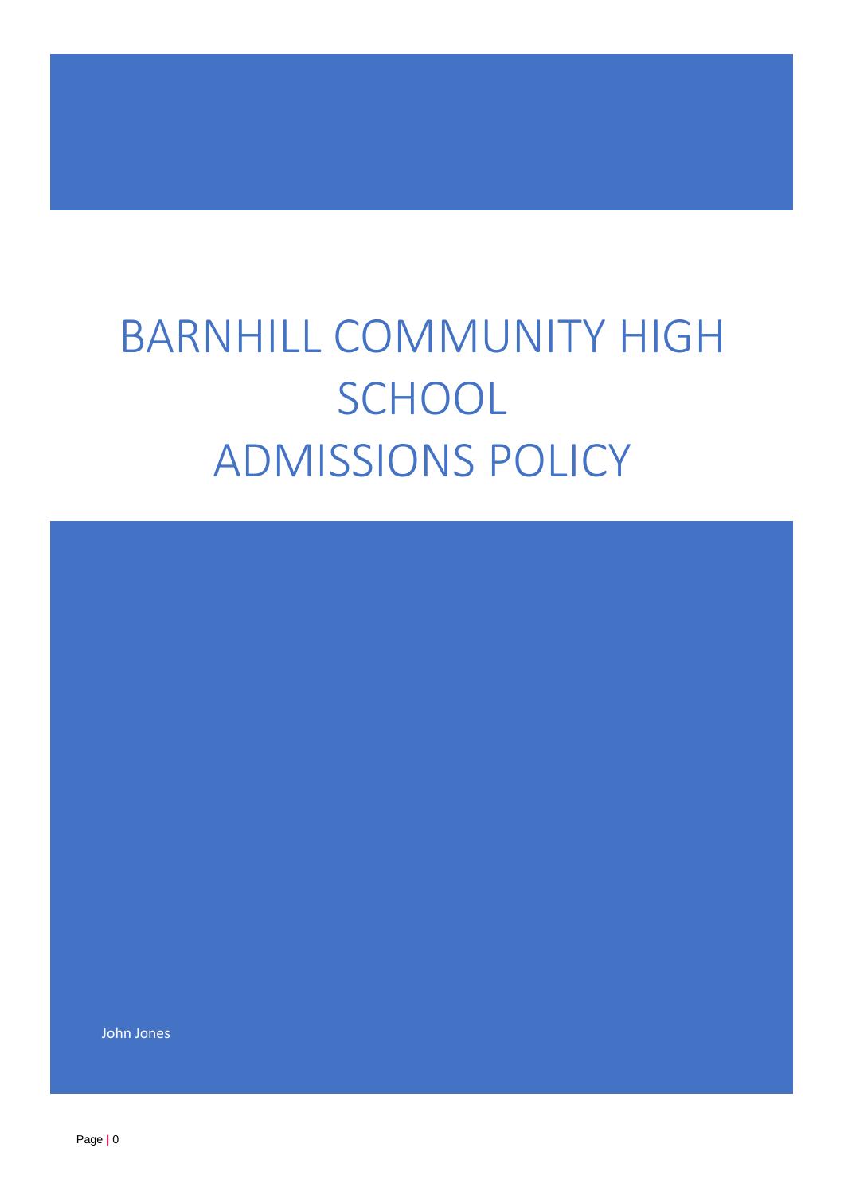# BARNHILL COMMUNITY HIGH SCHOOL ADMISSIONS POLICY

John Jones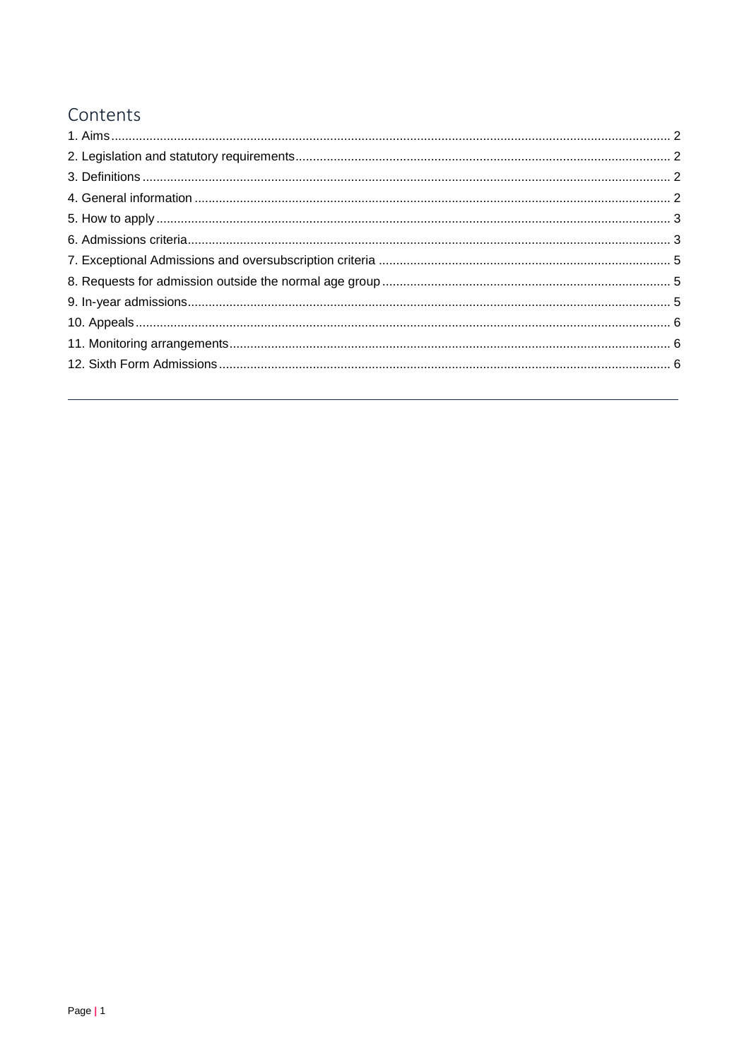# Contents

1. Aims ........ 2
2. Legislation and statutory requirements ........ 2
3. Definitions ........ 2
4. General information ........ 2
5. How to apply ........ 3
6. Admissions criteria ........ 3
7. Exceptional Admissions and oversubscription criteria ........ 5
8. Requests for admission outside the normal age group ........ 5
9. In-year admissions ........ 5
10. Appeals ........ 6
11. Monitoring arrangements ........ 6
12. Sixth Form Admissions ........ 6

---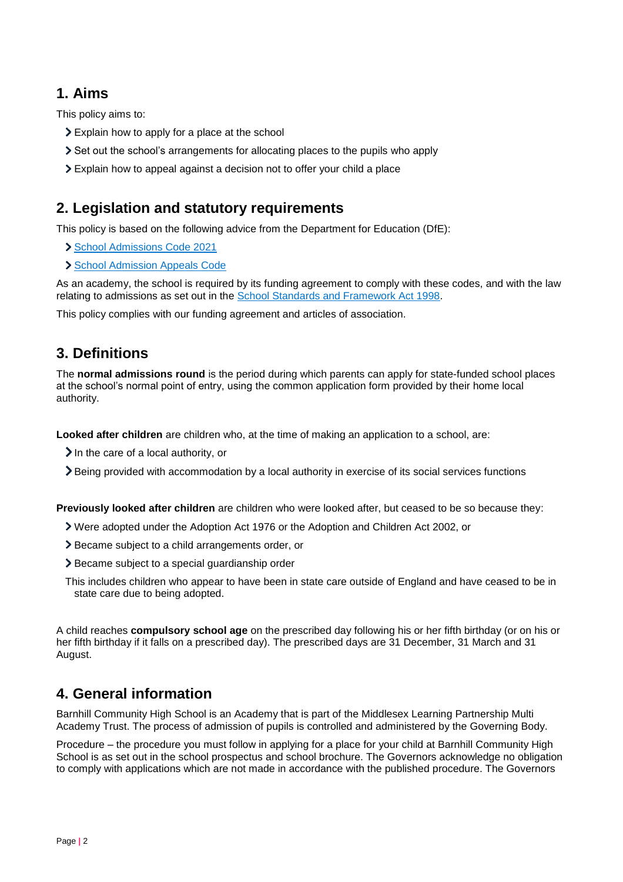## 1. Aims

This policy aims to:

- Explain how to apply for a place at the school
- Set out the school's arrangements for allocating places to the pupils who apply
- Explain how to appeal against a decision not to offer your child a place

## 2. Legislation and statutory requirements

This policy is based on the following advice from the Department for Education (DfE):

- School Admissions Code 2021
- School Admission Appeals Code

As an academy, the school is required by its funding agreement to comply with these codes, and with the law relating to admissions as set out in the School Standards and Framework Act 1998.

This policy complies with our funding agreement and articles of association.

## 3. Definitions

The **normal admissions round** is the period during which parents can apply for state-funded school places at the school's normal point of entry, using the common application form provided by their home local authority.

**Looked after children** are children who, at the time of making an application to a school, are:

- In the care of a local authority, or
- Being provided with accommodation by a local authority in exercise of its social services functions

**Previously looked after children** are children who were looked after, but ceased to be so because they:

- Were adopted under the Adoption Act 1976 or the Adoption and Children Act 2002, or
- Became subject to a child arrangements order, or
- Became subject to a special guardianship order

This includes children who appear to have been in state care outside of England and have ceased to be in state care due to being adopted.

A child reaches **compulsory school age** on the prescribed day following his or her fifth birthday (or on his or her fifth birthday if it falls on a prescribed day). The prescribed days are 31 December, 31 March and 31 August.

## 4. General information

Barnhill Community High School is an Academy that is part of the Middlesex Learning Partnership Multi Academy Trust. The process of admission of pupils is controlled and administered by the Governing Body.

Procedure – the procedure you must follow in applying for a place for your child at Barnhill Community High School is as set out in the school prospectus and school brochure. The Governors acknowledge no obligation to comply with applications which are not made in accordance with the published procedure. The Governors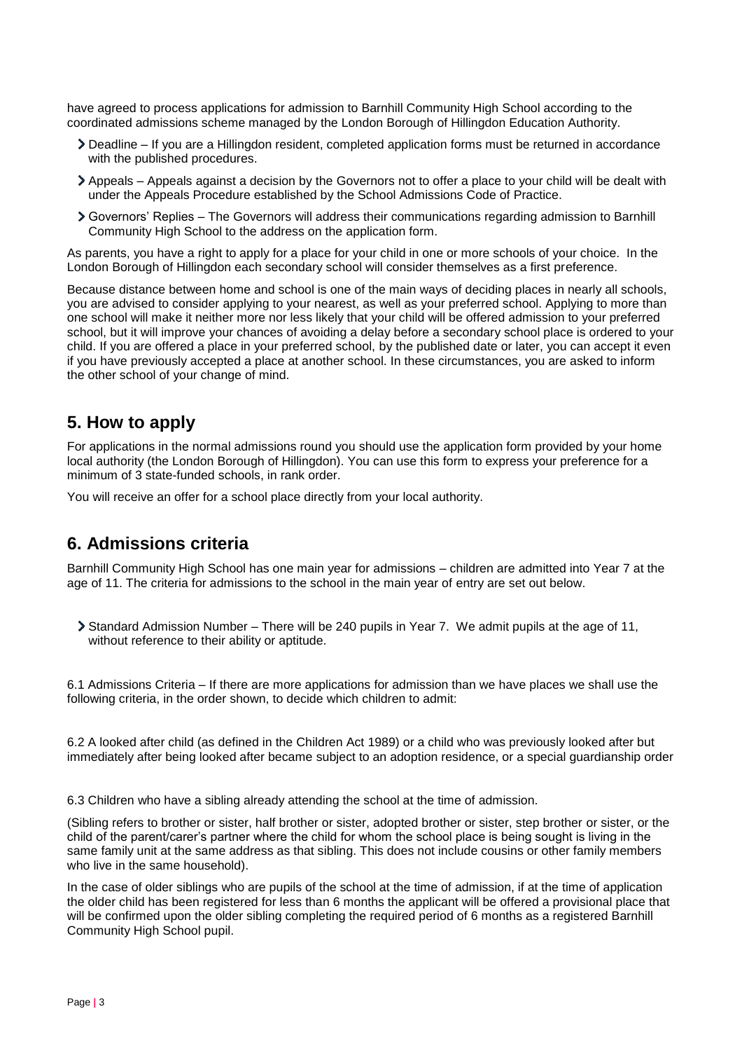have agreed to process applications for admission to Barnhill Community High School according to the coordinated admissions scheme managed by the London Borough of Hillingdon Education Authority.

- Deadline – If you are a Hillingdon resident, completed application forms must be returned in accordance with the published procedures.
- Appeals – Appeals against a decision by the Governors not to offer a place to your child will be dealt with under the Appeals Procedure established by the School Admissions Code of Practice.
- Governors' Replies – The Governors will address their communications regarding admission to Barnhill Community High School to the address on the application form.

As parents, you have a right to apply for a place for your child in one or more schools of your choice. In the London Borough of Hillingdon each secondary school will consider themselves as a first preference.

Because distance between home and school is one of the main ways of deciding places in nearly all schools, you are advised to consider applying to your nearest, as well as your preferred school. Applying to more than one school will make it neither more nor less likely that your child will be offered admission to your preferred school, but it will improve your chances of avoiding a delay before a secondary school place is ordered to your child. If you are offered a place in your preferred school, by the published date or later, you can accept it even if you have previously accepted a place at another school. In these circumstances, you are asked to inform the other school of your change of mind.

## 5. How to apply

For applications in the normal admissions round you should use the application form provided by your home local authority (the London Borough of Hillingdon). You can use this form to express your preference for a minimum of 3 state-funded schools, in rank order.

You will receive an offer for a school place directly from your local authority.

## 6. Admissions criteria

Barnhill Community High School has one main year for admissions – children are admitted into Year 7 at the age of 11. The criteria for admissions to the school in the main year of entry are set out below.

- Standard Admission Number – There will be 240 pupils in Year 7. We admit pupils at the age of 11, without reference to their ability or aptitude.

6.1 Admissions Criteria – If there are more applications for admission than we have places we shall use the following criteria, in the order shown, to decide which children to admit:

6.2 A looked after child (as defined in the Children Act 1989) or a child who was previously looked after but immediately after being looked after became subject to an adoption residence, or a special guardianship order

6.3 Children who have a sibling already attending the school at the time of admission.

(Sibling refers to brother or sister, half brother or sister, adopted brother or sister, step brother or sister, or the child of the parent/carer's partner where the child for whom the school place is being sought is living in the same family unit at the same address as that sibling. This does not include cousins or other family members who live in the same household).

In the case of older siblings who are pupils of the school at the time of admission, if at the time of application the older child has been registered for less than 6 months the applicant will be offered a provisional place that will be confirmed upon the older sibling completing the required period of 6 months as a registered Barnhill Community High School pupil.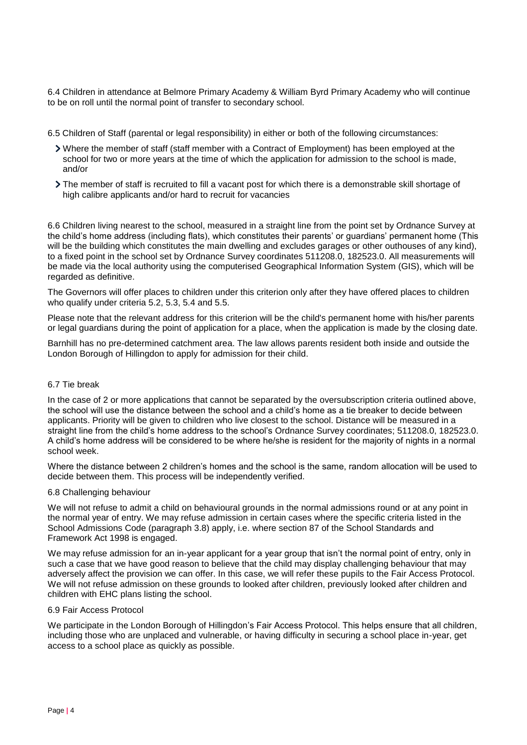6.4 Children in attendance at Belmore Primary Academy & William Byrd Primary Academy who will continue to be on roll until the normal point of transfer to secondary school.

6.5 Children of Staff (parental or legal responsibility) in either or both of the following circumstances:

- Where the member of staff (staff member with a Contract of Employment) has been employed at the school for two or more years at the time of which the application for admission to the school is made, and/or
- The member of staff is recruited to fill a vacant post for which there is a demonstrable skill shortage of high calibre applicants and/or hard to recruit for vacancies

6.6 Children living nearest to the school, measured in a straight line from the point set by Ordnance Survey at the child's home address (including flats), which constitutes their parents' or guardians' permanent home (This will be the building which constitutes the main dwelling and excludes garages or other outhouses of any kind), to a fixed point in the school set by Ordnance Survey coordinates 511208.0, 182523.0. All measurements will be made via the local authority using the computerised Geographical Information System (GIS), which will be regarded as definitive.

The Governors will offer places to children under this criterion only after they have offered places to children who qualify under criteria 5.2, 5.3, 5.4 and 5.5.

Please note that the relevant address for this criterion will be the child's permanent home with his/her parents or legal guardians during the point of application for a place, when the application is made by the closing date.

Barnhill has no pre-determined catchment area. The law allows parents resident both inside and outside the London Borough of Hillingdon to apply for admission for their child.

6.7 Tie break

In the case of 2 or more applications that cannot be separated by the oversubscription criteria outlined above, the school will use the distance between the school and a child's home as a tie breaker to decide between applicants. Priority will be given to children who live closest to the school. Distance will be measured in a straight line from the child's home address to the school's Ordnance Survey coordinates; 511208.0, 182523.0. A child's home address will be considered to be where he/she is resident for the majority of nights in a normal school week.

Where the distance between 2 children's homes and the school is the same, random allocation will be used to decide between them. This process will be independently verified.

6.8 Challenging behaviour

We will not refuse to admit a child on behavioural grounds in the normal admissions round or at any point in the normal year of entry. We may refuse admission in certain cases where the specific criteria listed in the School Admissions Code (paragraph 3.8) apply, i.e. where section 87 of the School Standards and Framework Act 1998 is engaged.

We may refuse admission for an in-year applicant for a year group that isn't the normal point of entry, only in such a case that we have good reason to believe that the child may display challenging behaviour that may adversely affect the provision we can offer. In this case, we will refer these pupils to the Fair Access Protocol. We will not refuse admission on these grounds to looked after children, previously looked after children and children with EHC plans listing the school.

6.9 Fair Access Protocol

We participate in the London Borough of Hillingdon's Fair Access Protocol. This helps ensure that all children, including those who are unplaced and vulnerable, or having difficulty in securing a school place in-year, get access to a school place as quickly as possible.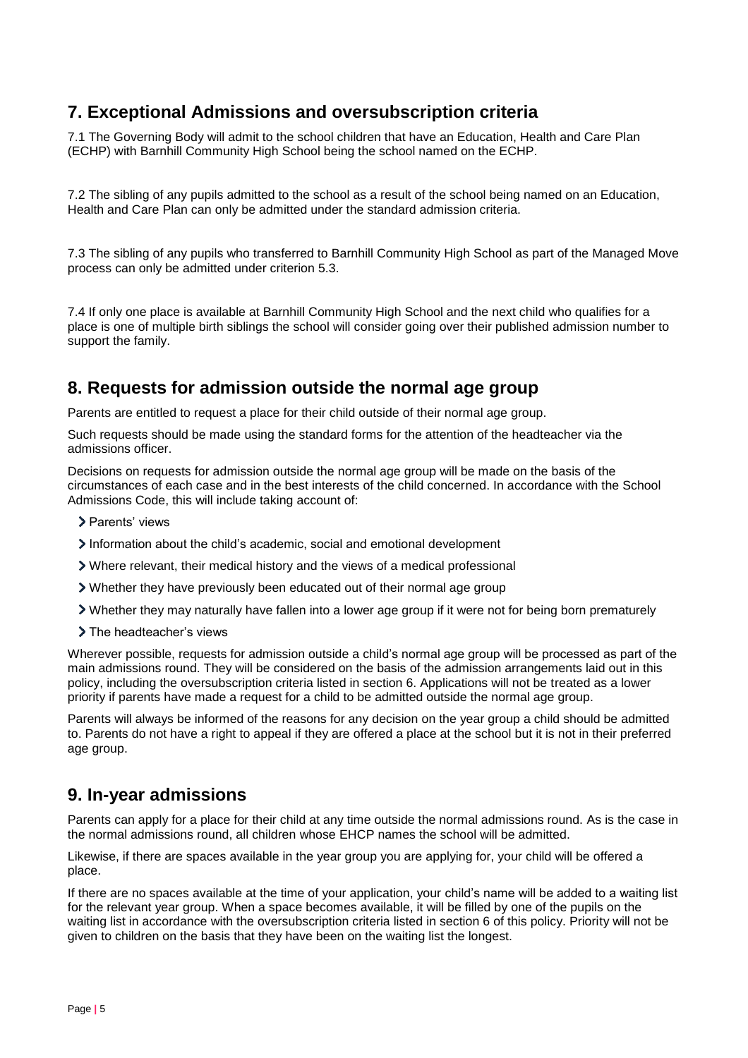## 7. Exceptional Admissions and oversubscription criteria

7.1 The Governing Body will admit to the school children that have an Education, Health and Care Plan (ECHP) with Barnhill Community High School being the school named on the ECHP.

7.2 The sibling of any pupils admitted to the school as a result of the school being named on an Education, Health and Care Plan can only be admitted under the standard admission criteria.

7.3 The sibling of any pupils who transferred to Barnhill Community High School as part of the Managed Move process can only be admitted under criterion 5.3.

7.4 If only one place is available at Barnhill Community High School and the next child who qualifies for a place is one of multiple birth siblings the school will consider going over their published admission number to support the family.

## 8. Requests for admission outside the normal age group

Parents are entitled to request a place for their child outside of their normal age group.

Such requests should be made using the standard forms for the attention of the headteacher via the admissions officer.

Decisions on requests for admission outside the normal age group will be made on the basis of the circumstances of each case and in the best interests of the child concerned. In accordance with the School Admissions Code, this will include taking account of:

- Parents' views
- Information about the child's academic, social and emotional development
- Where relevant, their medical history and the views of a medical professional
- Whether they have previously been educated out of their normal age group
- Whether they may naturally have fallen into a lower age group if it were not for being born prematurely
- The headteacher's views

Wherever possible, requests for admission outside a child's normal age group will be processed as part of the main admissions round. They will be considered on the basis of the admission arrangements laid out in this policy, including the oversubscription criteria listed in section 6. Applications will not be treated as a lower priority if parents have made a request for a child to be admitted outside the normal age group.

Parents will always be informed of the reasons for any decision on the year group a child should be admitted to. Parents do not have a right to appeal if they are offered a place at the school but it is not in their preferred age group.

## 9. In-year admissions

Parents can apply for a place for their child at any time outside the normal admissions round. As is the case in the normal admissions round, all children whose EHCP names the school will be admitted.

Likewise, if there are spaces available in the year group you are applying for, your child will be offered a place.

If there are no spaces available at the time of your application, your child's name will be added to a waiting list for the relevant year group. When a space becomes available, it will be filled by one of the pupils on the waiting list in accordance with the oversubscription criteria listed in section 6 of this policy. Priority will not be given to children on the basis that they have been on the waiting list the longest.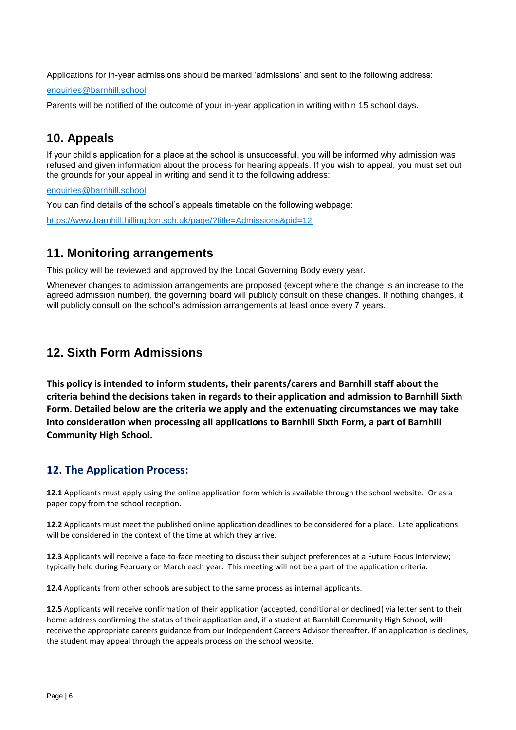Applications for in-year admissions should be marked 'admissions' and sent to the following address:

enquiries@barnhill.school

Parents will be notified of the outcome of your in-year application in writing within 15 school days.

## 10. Appeals

If your child's application for a place at the school is unsuccessful, you will be informed why admission was refused and given information about the process for hearing appeals. If you wish to appeal, you must set out the grounds for your appeal in writing and send it to the following address:

enquiries@barnhill.school

You can find details of the school's appeals timetable on the following webpage:

https://www.barnhill.hillingdon.sch.uk/page/?title=Admissions&pid=12

## 11. Monitoring arrangements

This policy will be reviewed and approved by the Local Governing Body every year.

Whenever changes to admission arrangements are proposed (except where the change is an increase to the agreed admission number), the governing board will publicly consult on these changes. If nothing changes, it will publicly consult on the school's admission arrangements at least once every 7 years.

## 12. Sixth Form Admissions

**This policy is intended to inform students, their parents/carers and Barnhill staff about the criteria behind the decisions taken in regards to their application and admission to Barnhill Sixth Form. Detailed below are the criteria we apply and the extenuating circumstances we may take into consideration when processing all applications to Barnhill Sixth Form, a part of Barnhill Community High School.**

### 12. The Application Process:

**12.1** Applicants must apply using the online application form which is available through the school website. Or as a paper copy from the school reception.

**12.2** Applicants must meet the published online application deadlines to be considered for a place. Late applications will be considered in the context of the time at which they arrive.

**12.3** Applicants will receive a face-to-face meeting to discuss their subject preferences at a Future Focus Interview; typically held during February or March each year. This meeting will not be a part of the application criteria.

**12.4** Applicants from other schools are subject to the same process as internal applicants.

**12.5** Applicants will receive confirmation of their application (accepted, conditional or declined) via letter sent to their home address confirming the status of their application and, if a student at Barnhill Community High School, will receive the appropriate careers guidance from our Independent Careers Advisor thereafter. If an application is declines, the student may appeal through the appeals process on the school website.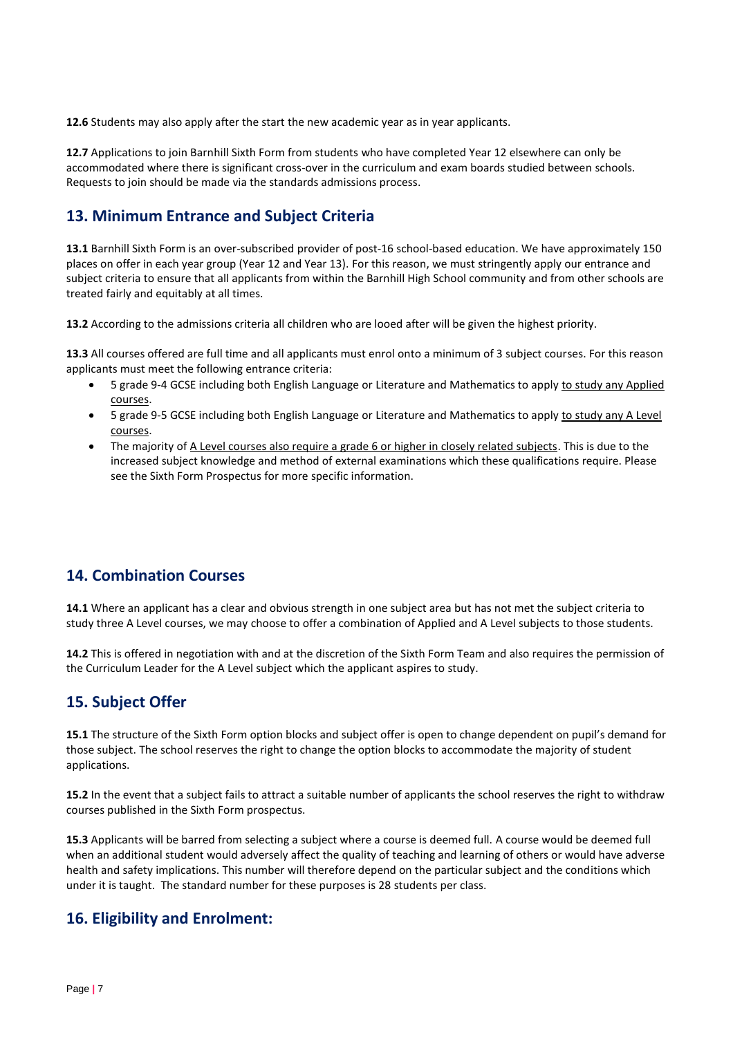**12.6** Students may also apply after the start the new academic year as in year applicants.

**12.7** Applications to join Barnhill Sixth Form from students who have completed Year 12 elsewhere can only be accommodated where there is significant cross-over in the curriculum and exam boards studied between schools. Requests to join should be made via the standards admissions process.

## 13. Minimum Entrance and Subject Criteria

**13.1** Barnhill Sixth Form is an over-subscribed provider of post-16 school-based education. We have approximately 150 places on offer in each year group (Year 12 and Year 13). For this reason, we must stringently apply our entrance and subject criteria to ensure that all applicants from within the Barnhill High School community and from other schools are treated fairly and equitably at all times.

**13.2** According to the admissions criteria all children who are looed after will be given the highest priority.

**13.3** All courses offered are full time and all applicants must enrol onto a minimum of 3 subject courses. For this reason applicants must meet the following entrance criteria:

- 5 grade 9-4 GCSE including both English Language or Literature and Mathematics to apply to study any Applied courses.
- 5 grade 9-5 GCSE including both English Language or Literature and Mathematics to apply to study any A Level courses.
- The majority of A Level courses also require a grade 6 or higher in closely related subjects. This is due to the increased subject knowledge and method of external examinations which these qualifications require. Please see the Sixth Form Prospectus for more specific information.

## 14. Combination Courses

**14.1** Where an applicant has a clear and obvious strength in one subject area but has not met the subject criteria to study three A Level courses, we may choose to offer a combination of Applied and A Level subjects to those students.

**14.2** This is offered in negotiation with and at the discretion of the Sixth Form Team and also requires the permission of the Curriculum Leader for the A Level subject which the applicant aspires to study.

## 15. Subject Offer

**15.1** The structure of the Sixth Form option blocks and subject offer is open to change dependent on pupil's demand for those subject. The school reserves the right to change the option blocks to accommodate the majority of student applications.

**15.2** In the event that a subject fails to attract a suitable number of applicants the school reserves the right to withdraw courses published in the Sixth Form prospectus.

**15.3** Applicants will be barred from selecting a subject where a course is deemed full. A course would be deemed full when an additional student would adversely affect the quality of teaching and learning of others or would have adverse health and safety implications. This number will therefore depend on the particular subject and the conditions which under it is taught. The standard number for these purposes is 28 students per class.

## 16. Eligibility and Enrolment: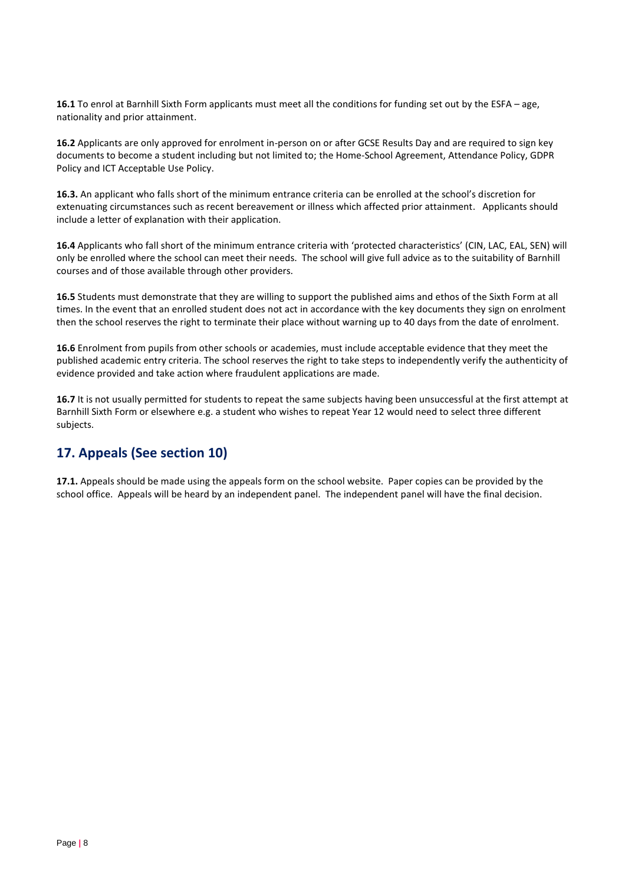**16.1** To enrol at Barnhill Sixth Form applicants must meet all the conditions for funding set out by the ESFA – age, nationality and prior attainment.

**16.2** Applicants are only approved for enrolment in-person on or after GCSE Results Day and are required to sign key documents to become a student including but not limited to; the Home-School Agreement, Attendance Policy, GDPR Policy and ICT Acceptable Use Policy.

**16.3.** An applicant who falls short of the minimum entrance criteria can be enrolled at the school's discretion for extenuating circumstances such as recent bereavement or illness which affected prior attainment. Applicants should include a letter of explanation with their application.

**16.4** Applicants who fall short of the minimum entrance criteria with 'protected characteristics' (CIN, LAC, EAL, SEN) will only be enrolled where the school can meet their needs. The school will give full advice as to the suitability of Barnhill courses and of those available through other providers.

**16.5** Students must demonstrate that they are willing to support the published aims and ethos of the Sixth Form at all times. In the event that an enrolled student does not act in accordance with the key documents they sign on enrolment then the school reserves the right to terminate their place without warning up to 40 days from the date of enrolment.

**16.6** Enrolment from pupils from other schools or academies, must include acceptable evidence that they meet the published academic entry criteria. The school reserves the right to take steps to independently verify the authenticity of evidence provided and take action where fraudulent applications are made.

**16.7** It is not usually permitted for students to repeat the same subjects having been unsuccessful at the first attempt at Barnhill Sixth Form or elsewhere e.g. a student who wishes to repeat Year 12 would need to select three different subjects.

## 17. Appeals (See section 10)

**17.1.** Appeals should be made using the appeals form on the school website. Paper copies can be provided by the school office. Appeals will be heard by an independent panel. The independent panel will have the final decision.